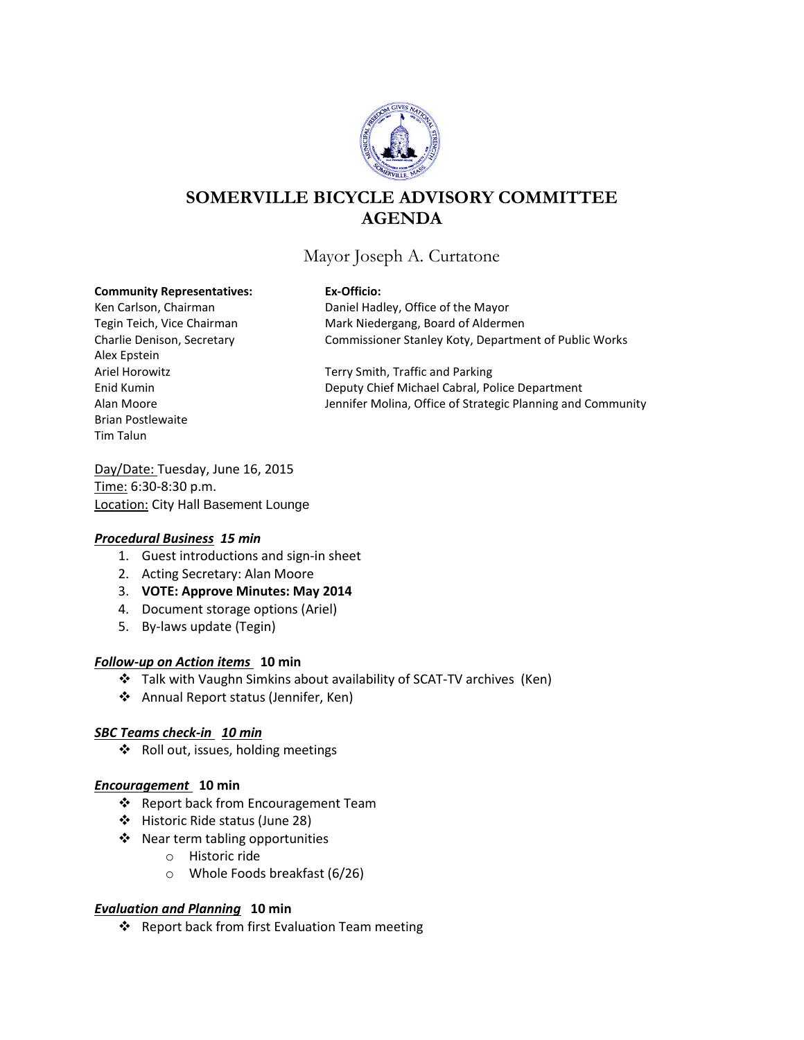# SOMERVILLE BICYCLE ADVISORY COMMITTEE AGENDA

Mayor Joseph A. Curtatone

**Community Representatives:**
Ken Carlson, Chairman
Tegin Teich, Vice Chairman
Charlie Denison, Secretary
Alex Epstein
Ariel Horowitz
Enid Kumin
Alan Moore
Brian Postlewaite
Tim Talun

**Ex-Officio:**
Daniel Hadley, Office of the Mayor
Mark Niedergang, Board of Aldermen
Commissioner Stanley Koty, Department of Public Works

Terry Smith, Traffic and Parking
Deputy Chief Michael Cabral, Police Department
Jennifer Molina, Office of Strategic Planning and Community

Day/Date: Tuesday, June 16, 2015
Time: 6:30-8:30 p.m.
Location: City Hall Basement Lounge

***Procedural Business* 15 min**

1. Guest introductions and sign-in sheet
2. Acting Secretary: Alan Moore
3. **VOTE: Approve Minutes: May 2014**
4. Document storage options (Ariel)
5. By-laws update (Tegin)

***Follow-up on Action items*** **10 min**

- Talk with Vaughn Simkins about availability of SCAT-TV archives (Ken)
- Annual Report status (Jennifer, Ken)

***SBC Teams check-in 10 min***

- Roll out, issues, holding meetings

***Encouragement*** **10 min**

- Report back from Encouragement Team
- Historic Ride status (June 28)
- Near term tabling opportunities
  - Historic ride
  - Whole Foods breakfast (6/26)

***Evaluation and Planning*** **10 min**

- Report back from first Evaluation Team meeting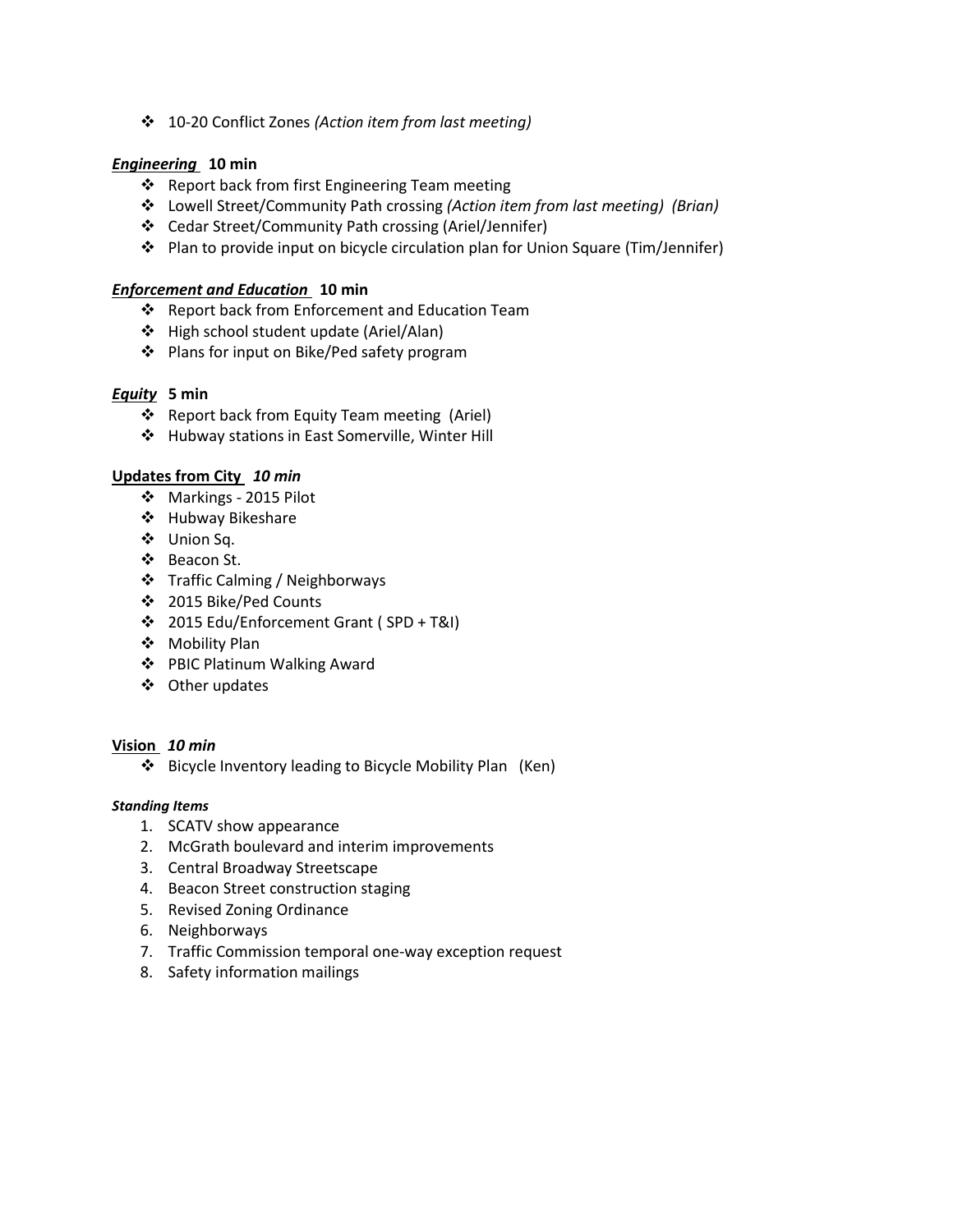- 10-20 Conflict Zones *(Action item from last meeting)*

***Engineering*** **10 min**

- Report back from first Engineering Team meeting
- Lowell Street/Community Path crossing *(Action item from last meeting) (Brian)*
- Cedar Street/Community Path crossing (Ariel/Jennifer)
- Plan to provide input on bicycle circulation plan for Union Square (Tim/Jennifer)

***Enforcement and Education*** **10 min**

- Report back from Enforcement and Education Team
- High school student update (Ariel/Alan)
- Plans for input on Bike/Ped safety program

***Equity*** **5 min**

- Report back from Equity Team meeting (Ariel)
- Hubway stations in East Somerville, Winter Hill

**Updates from City** ***10 min***

- Markings - 2015 Pilot
- Hubway Bikeshare
- Union Sq.
- Beacon St.
- Traffic Calming / Neighborways
- 2015 Bike/Ped Counts
- 2015 Edu/Enforcement Grant ( SPD + T&I)
- Mobility Plan
- PBIC Platinum Walking Award
- Other updates

**Vision** ***10 min***

- Bicycle Inventory leading to Bicycle Mobility Plan (Ken)

***Standing Items***

1. SCATV show appearance
2. McGrath boulevard and interim improvements
3. Central Broadway Streetscape
4. Beacon Street construction staging
5. Revised Zoning Ordinance
6. Neighborways
7. Traffic Commission temporal one-way exception request
8. Safety information mailings